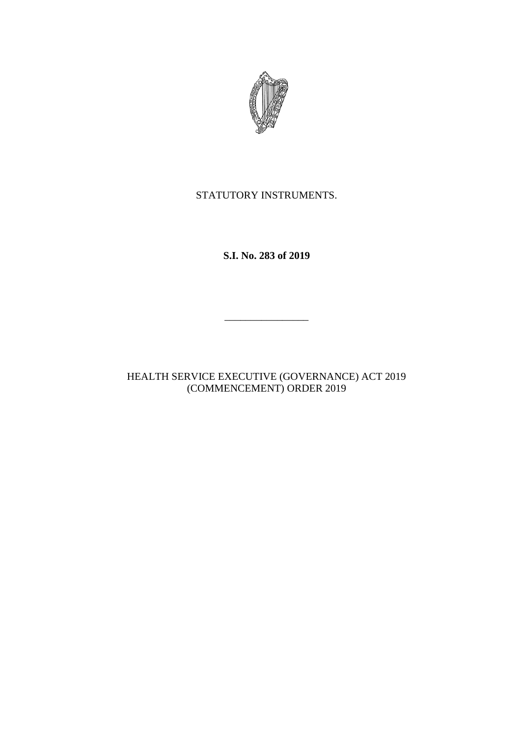STATUTORY INSTRUMENTS.

**S.I. No. 283 of 2019**

---

HEALTH SERVICE EXECUTIVE (GOVERNANCE) ACT 2019 (COMMENCEMENT) ORDER 2019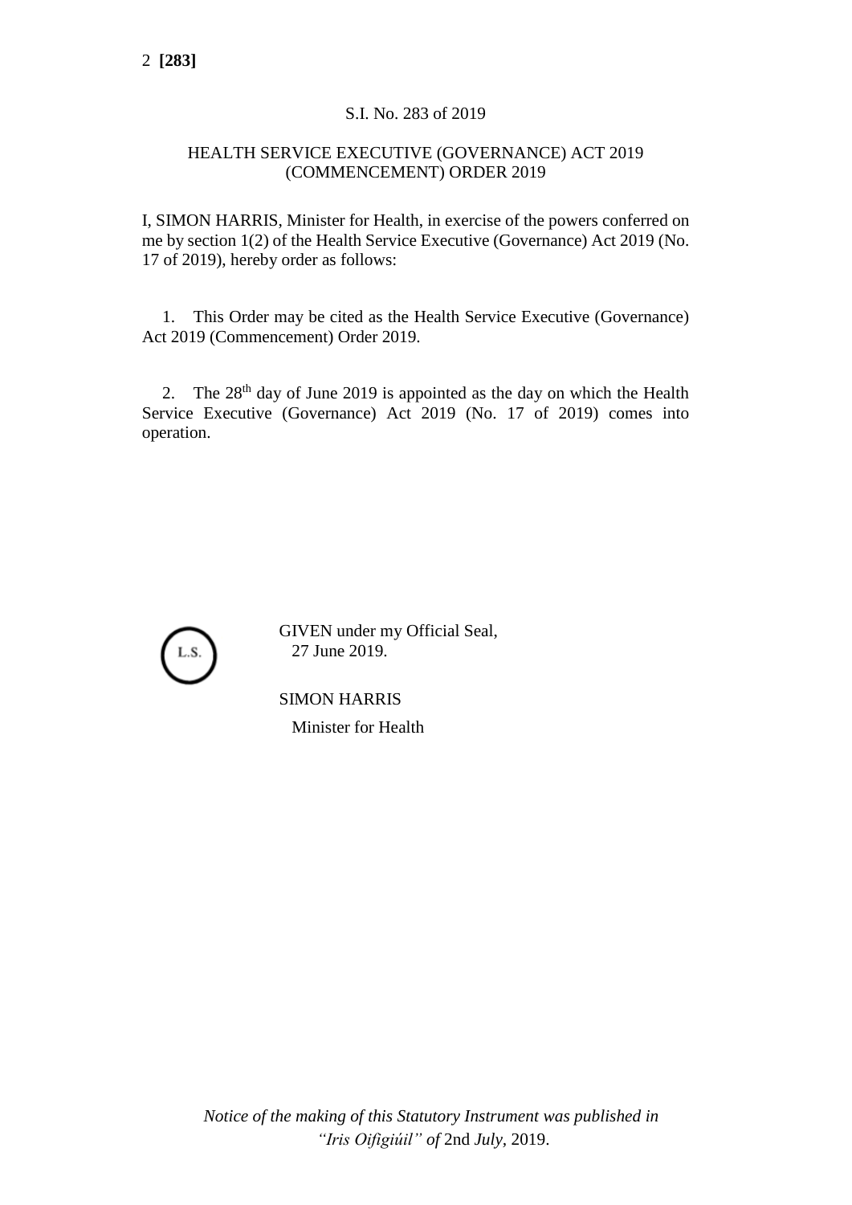S.I. No. 283 of 2019

HEALTH SERVICE EXECUTIVE (GOVERNANCE) ACT 2019 (COMMENCEMENT) ORDER 2019

I, SIMON HARRIS, Minister for Health, in exercise of the powers conferred on me by section 1(2) of the Health Service Executive (Governance) Act 2019 (No. 17 of 2019), hereby order as follows:

1. This Order may be cited as the Health Service Executive (Governance) Act 2019 (Commencement) Order 2019.

2. The 28th day of June 2019 is appointed as the day on which the Health Service Executive (Governance) Act 2019 (No. 17 of 2019) comes into operation.

L.S.

GIVEN under my Official Seal,
27 June 2019.

SIMON HARRIS

Minister for Health

*Notice of the making of this Statutory Instrument was published in "Iris Oifigiúil" of* 2nd *July*, 2019.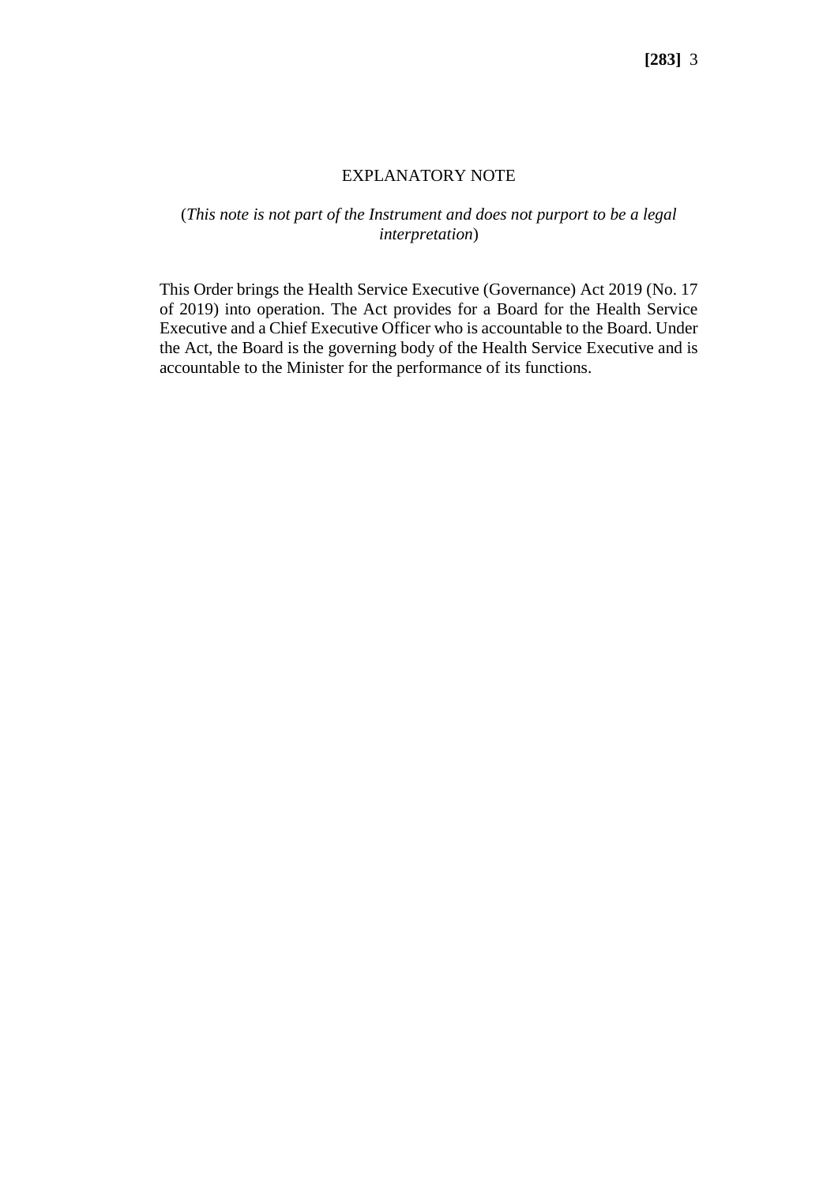EXPLANATORY NOTE

(*This note is not part of the Instrument and does not purport to be a legal interpretation*)

This Order brings the Health Service Executive (Governance) Act 2019 (No. 17 of 2019) into operation. The Act provides for a Board for the Health Service Executive and a Chief Executive Officer who is accountable to the Board. Under the Act, the Board is the governing body of the Health Service Executive and is accountable to the Minister for the performance of its functions.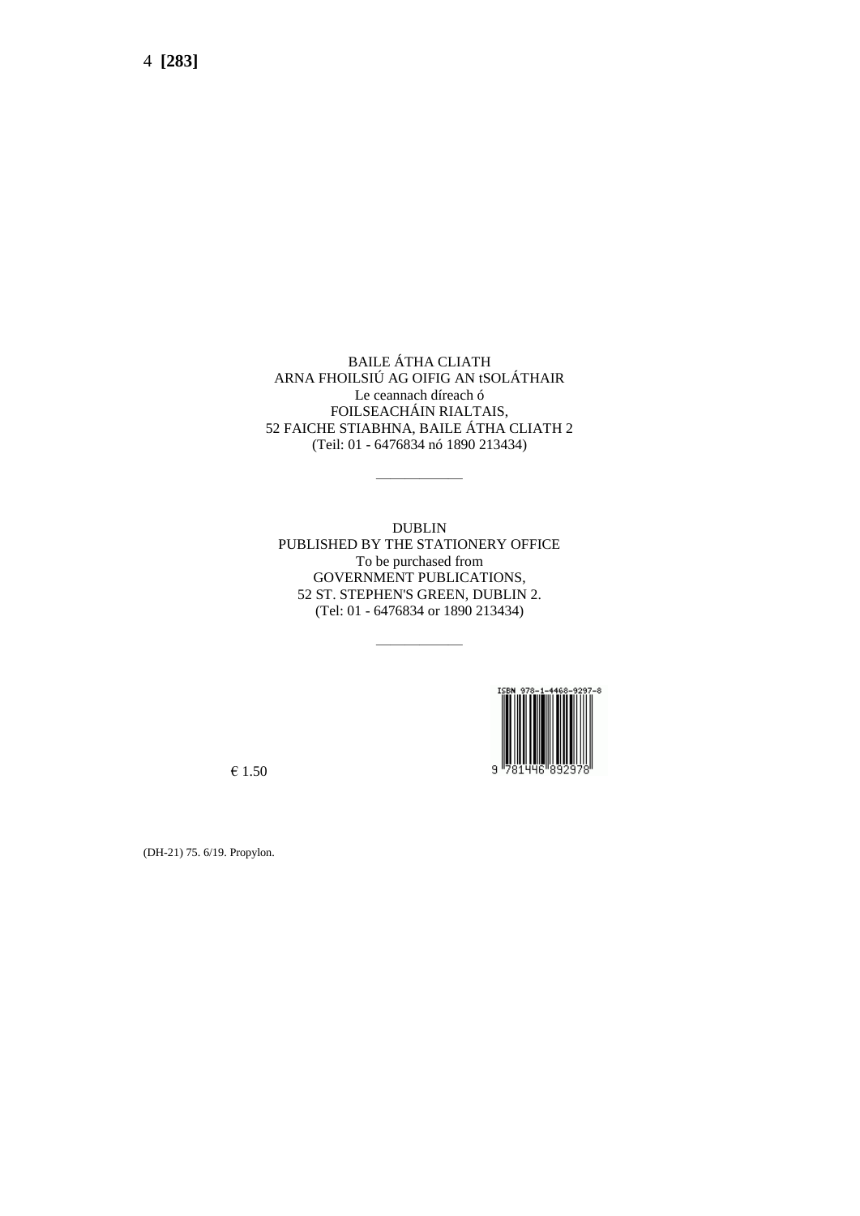BAILE ÁTHA CLIATH
ARNA FHOILSIÚ AG OIFIG AN tSOLÁTHAIR
Le ceannach díreach ó
FOILSEACHÁIN RIALTAIS,
52 FAICHE STIABHNA, BAILE ÁTHA CLIATH 2
(Teil: 01 - 6476834 nó 1890 213434)

---

DUBLIN
PUBLISHED BY THE STATIONERY OFFICE
To be purchased from
GOVERNMENT PUBLICATIONS,
52 ST. STEPHEN'S GREEN, DUBLIN 2.
(Tel: 01 - 6476834 or 1890 213434)

---

ISBN 978-1-4468-9297-8

9 781446 892978

€ 1.50

(DH-21) 75. 6/19. Propylon.